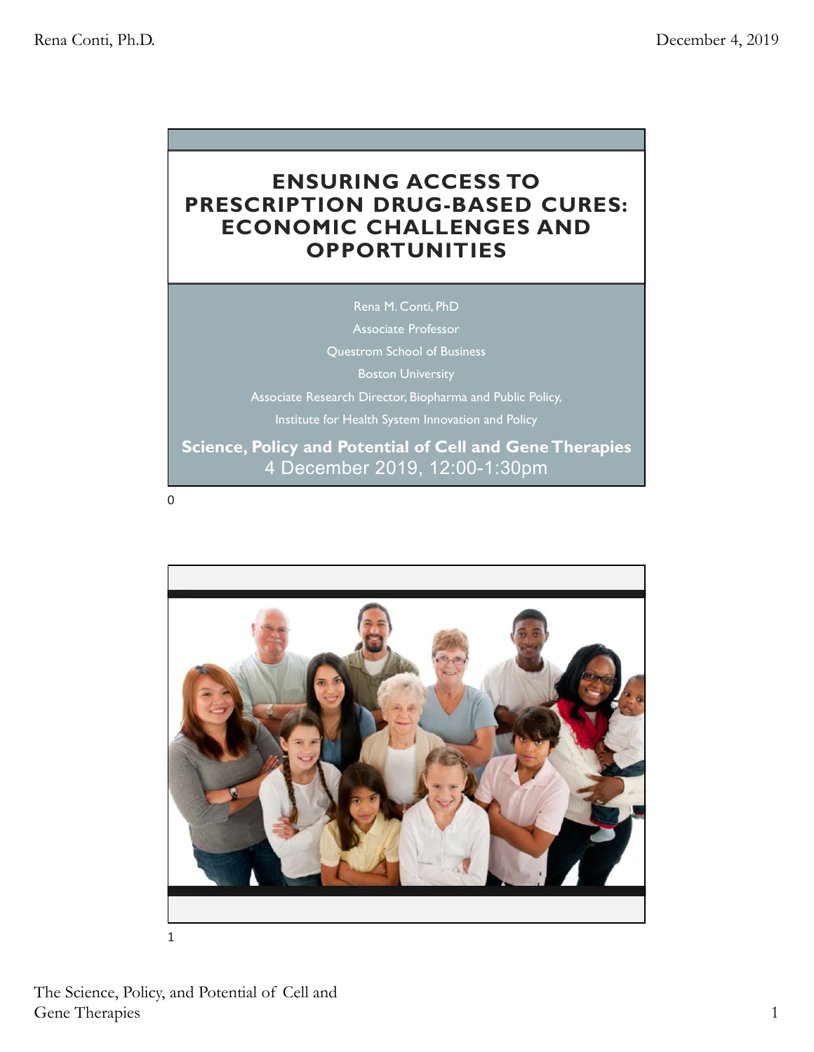# ENSURING ACCESS TO PRESCRIPTION DRUG-BASED CURES: ECONOMIC CHALLENGES AND OPPORTUNITIES

Rena M. Conti, PhD

Associate Professor

Questrom School of Business

Boston University

Associate Research Director, Biopharma and Public Policy,

Institute for Health System Innovation and Policy

**Science, Policy and Potential of Cell and Gene Therapies**

4 December 2019, 12:00-1:30pm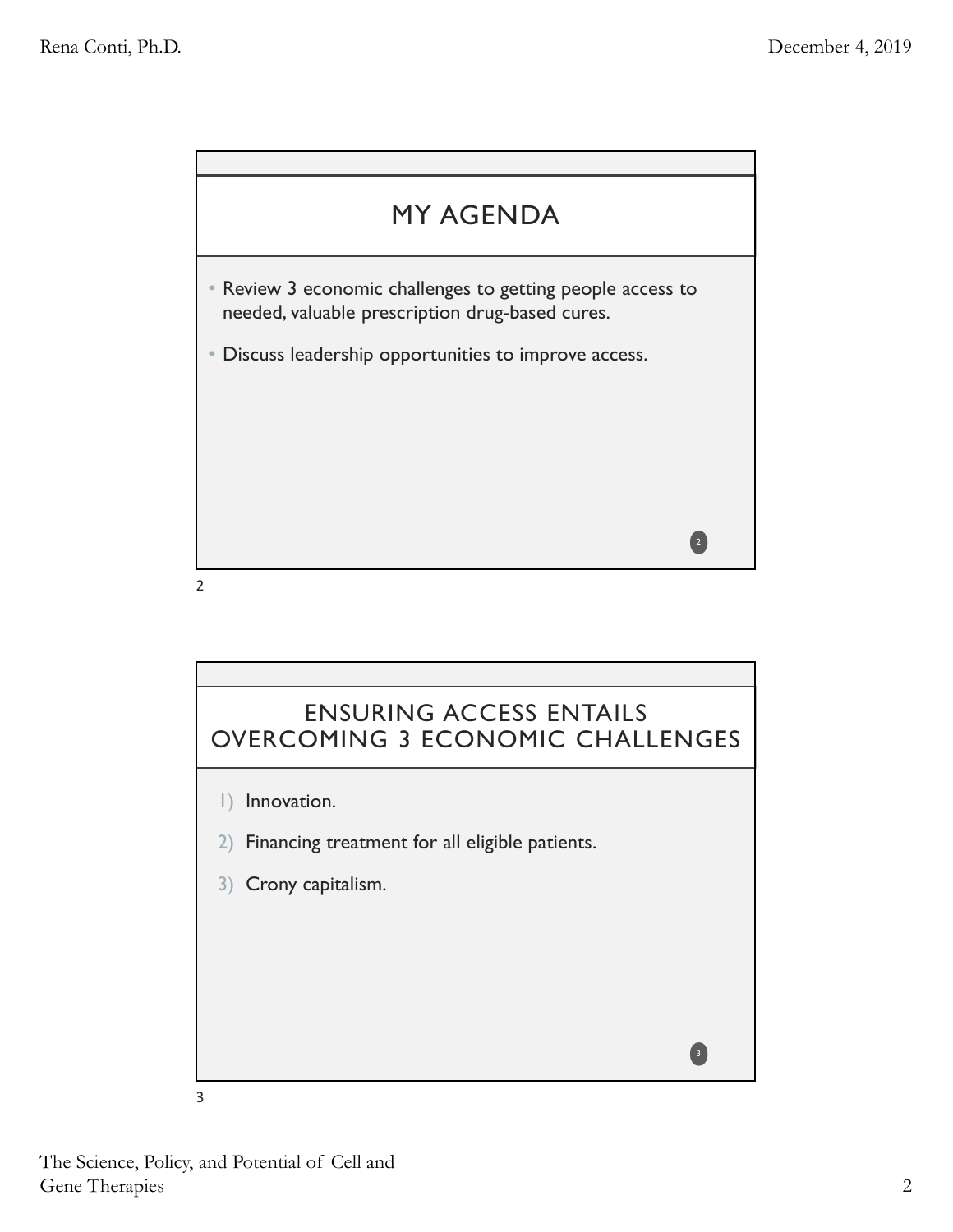## MY AGENDA

- Review 3 economic challenges to getting people access to needed, valuable prescription drug-based cures.
- Discuss leadership opportunities to improve access.

## ENSURING ACCESS ENTAILS OVERCOMING 3 ECONOMIC CHALLENGES

1) Innovation.
2) Financing treatment for all eligible patients.
3) Crony capitalism.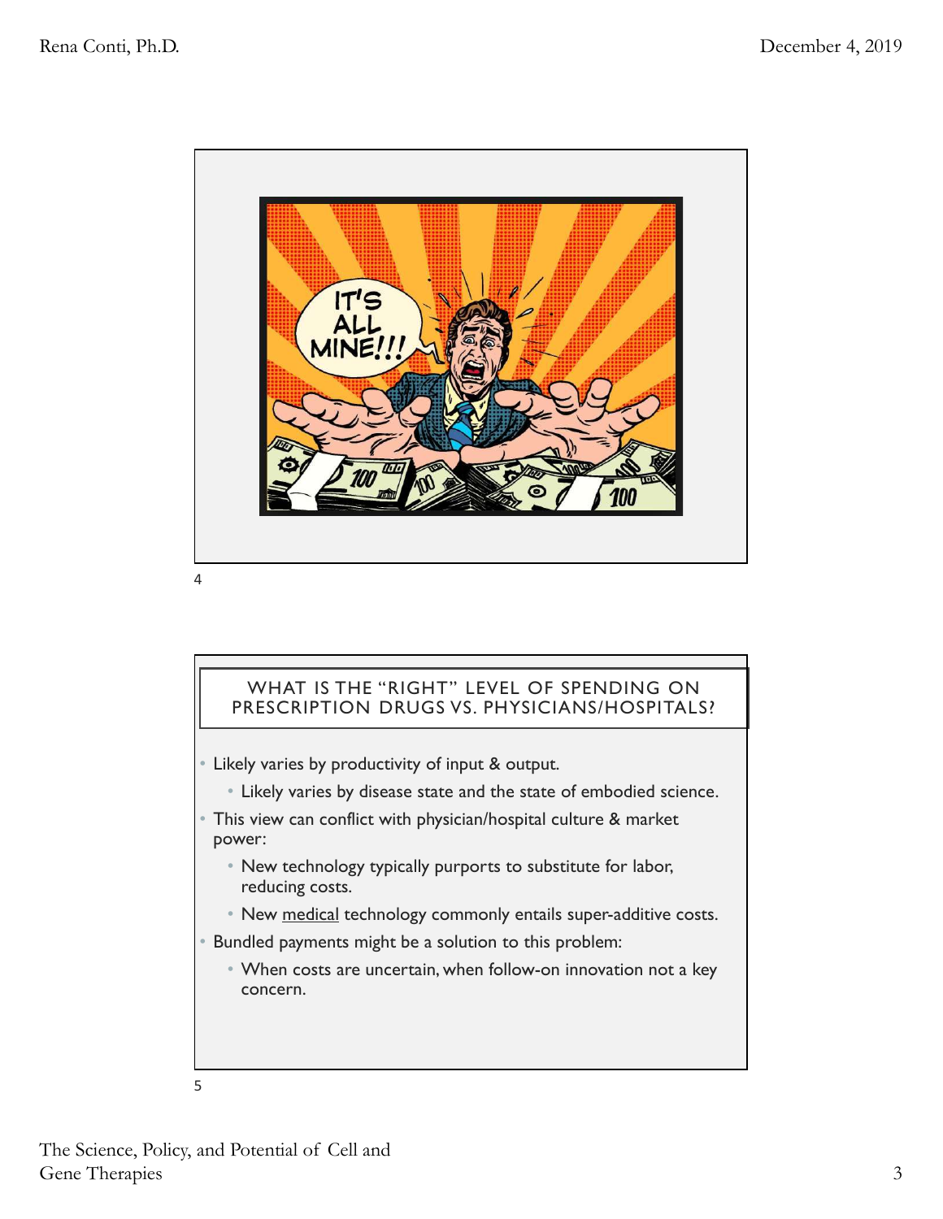## WHAT IS THE "RIGHT" LEVEL OF SPENDING ON PRESCRIPTION DRUGS VS. PHYSICIANS/HOSPITALS?

- Likely varies by productivity of input & output.
  - Likely varies by disease state and the state of embodied science.
- This view can conflict with physician/hospital culture & market power:
  - New technology typically purports to substitute for labor, reducing costs.
  - New <u>medical</u> technology commonly entails super-additive costs.
- Bundled payments might be a solution to this problem:
  - When costs are uncertain, when follow-on innovation not a key concern.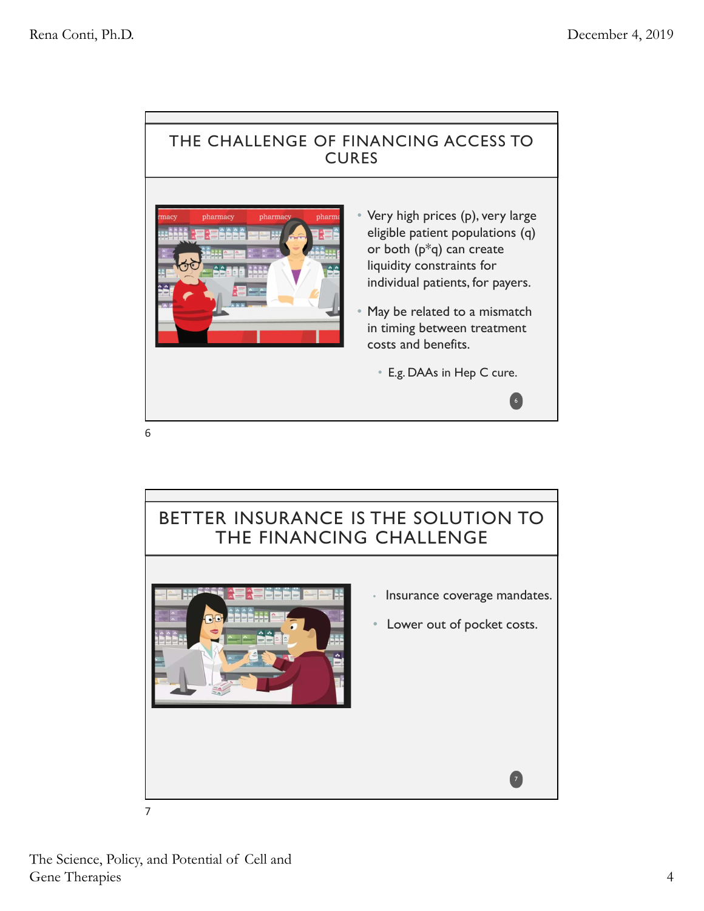## THE CHALLENGE OF FINANCING ACCESS TO CURES

- Very high prices (p), very large eligible patient populations (q) or both (p*q) can create liquidity constraints for individual patients, for payers.
- May be related to a mismatch in timing between treatment costs and benefits.
  - E.g. DAAs in Hep C cure.

## BETTER INSURANCE IS THE SOLUTION TO THE FINANCING CHALLENGE

- Insurance coverage mandates.
- Lower out of pocket costs.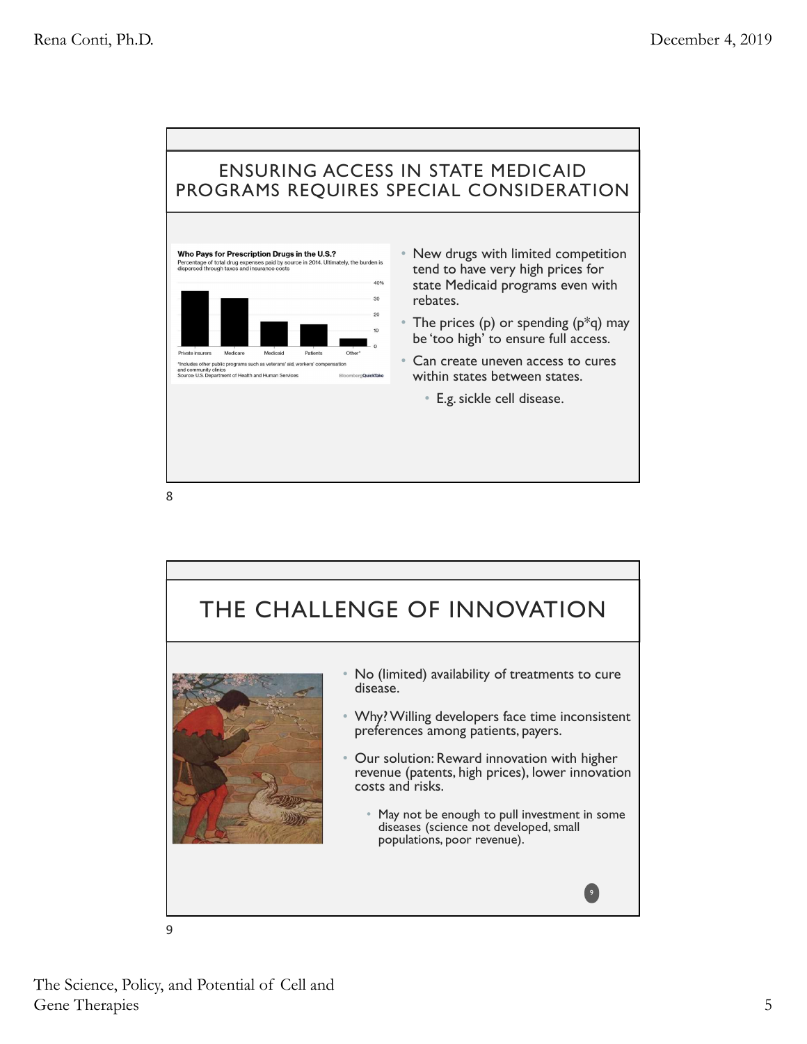## ENSURING ACCESS IN STATE MEDICAID PROGRAMS REQUIRES SPECIAL CONSIDERATION

**Who Pays for Prescription Drugs in the U.S.?**
Percentage of total drug expenses paid by source in 2014. Ultimately, the burden is dispersed through taxes and insurance costs

*Includes other public programs such as veterans' aid, workers' compensation and community clinics
Source: U.S. Department of Health and Human Services

- New drugs with limited competition tend to have very high prices for state Medicaid programs even with rebates.
- The prices (p) or spending (p*q) may be 'too high' to ensure full access.
- Can create uneven access to cures within states between states.
  - E.g. sickle cell disease.

8

## THE CHALLENGE OF INNOVATION

- No (limited) availability of treatments to cure disease.
- Why? Willing developers face time inconsistent preferences among patients, payers.
- Our solution: Reward innovation with higher revenue (patents, high prices), lower innovation costs and risks.
  - May not be enough to pull investment in some diseases (science not developed, small populations, poor revenue).

9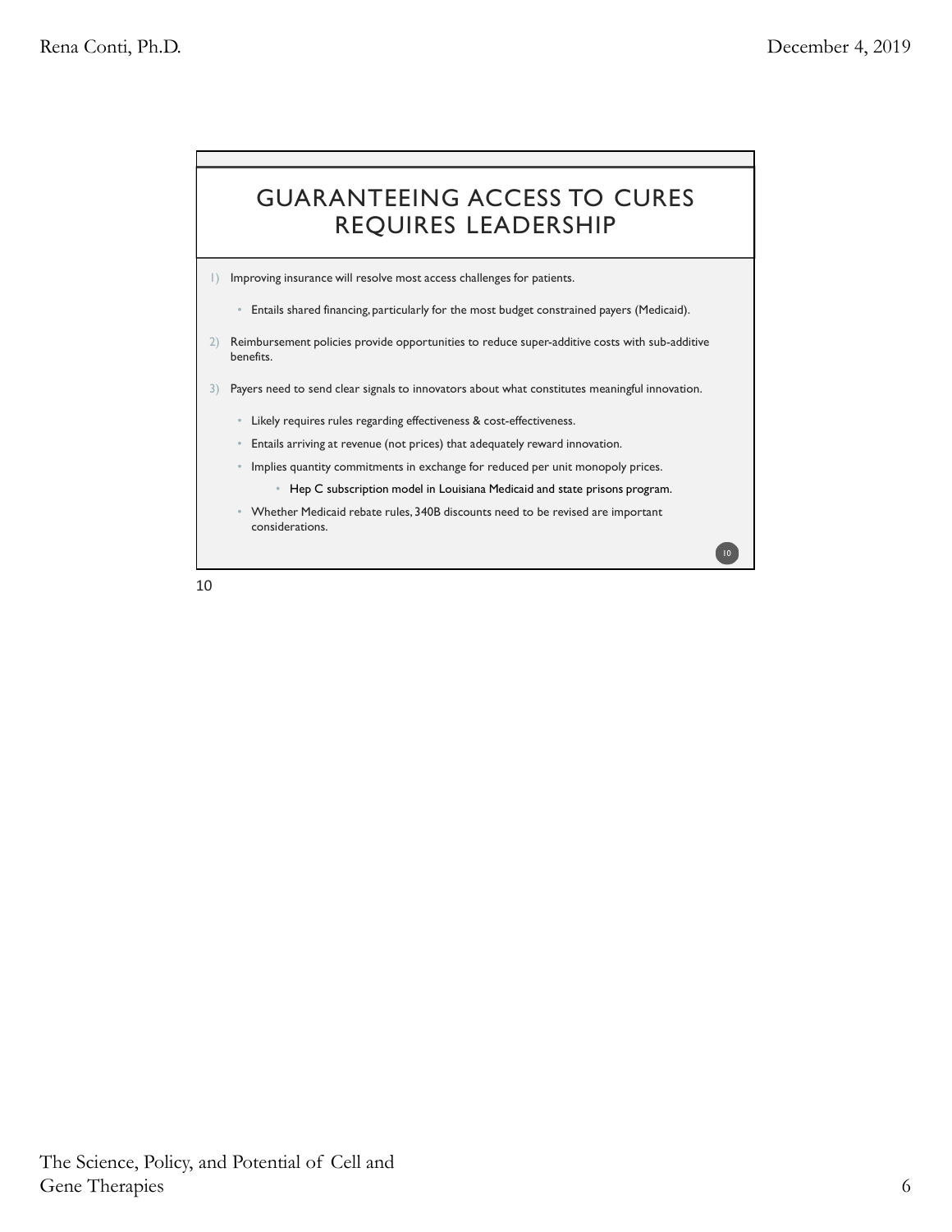## GUARANTEEING ACCESS TO CURES REQUIRES LEADERSHIP

1) Improving insurance will resolve most access challenges for patients.
   - Entails shared financing, particularly for the most budget constrained payers (Medicaid).
2) Reimbursement policies provide opportunities to reduce super-additive costs with sub-additive benefits.
3) Payers need to send clear signals to innovators about what constitutes meaningful innovation.
   - Likely requires rules regarding effectiveness & cost-effectiveness.
   - Entails arriving at revenue (not prices) that adequately reward innovation.
   - Implies quantity commitments in exchange for reduced per unit monopoly prices.
     - Hep C subscription model in Louisiana Medicaid and state prisons program.
   - Whether Medicaid rebate rules, 340B discounts need to be revised are important considerations.